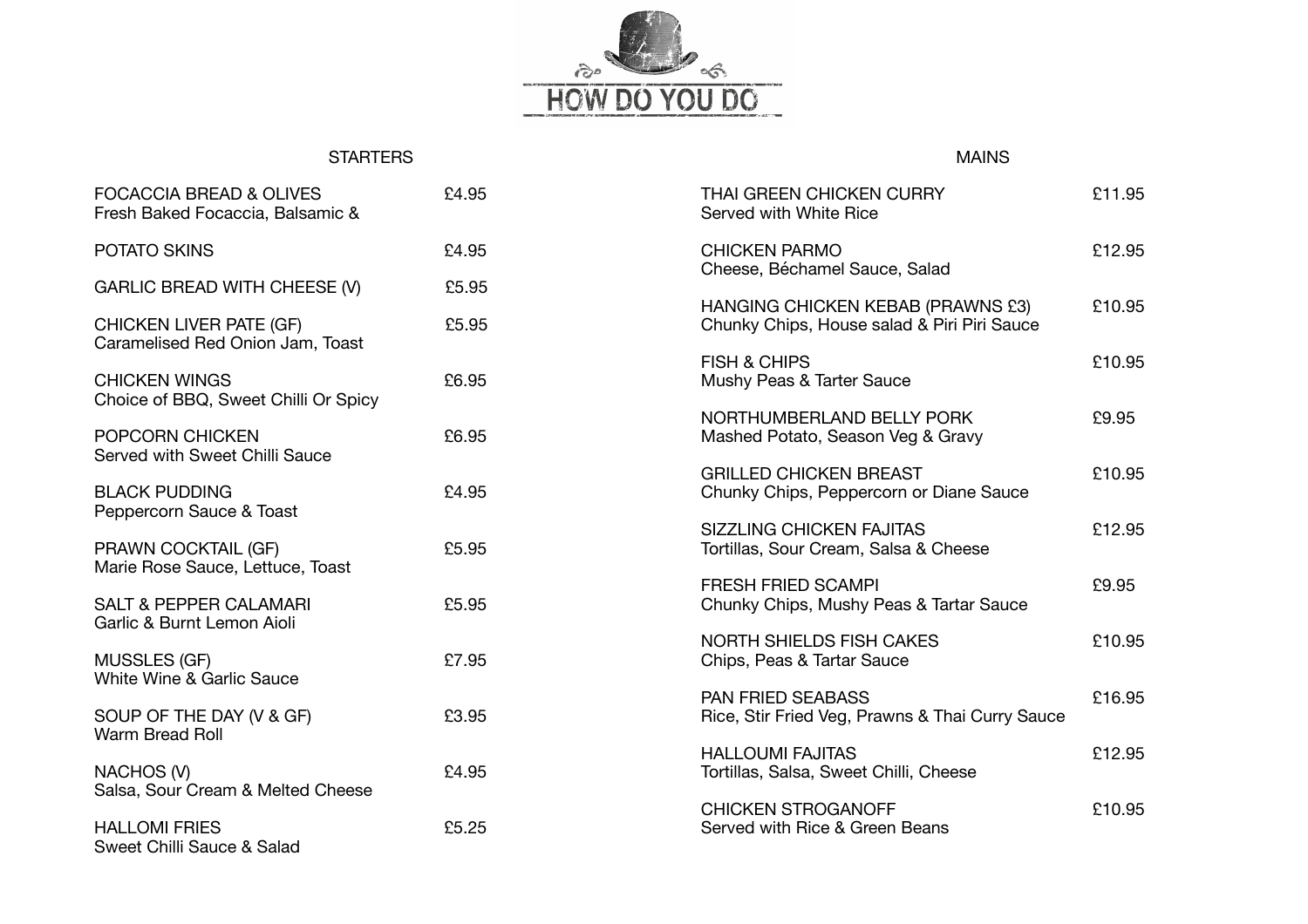# HOW DO YOU DO

## STARTERS

| Item | Price |
|---|---|
| FOCACCIA BREAD & OLIVES<br>Fresh Baked Focaccia, Balsamic & | £4.95 |
| POTATO SKINS | £4.95 |
| GARLIC BREAD WITH CHEESE (V) | £5.95 |
| CHICKEN LIVER PATE (GF)<br>Caramelised Red Onion Jam, Toast | £5.95 |
| CHICKEN WINGS<br>Choice of BBQ, Sweet Chilli Or Spicy | £6.95 |
| POPCORN CHICKEN<br>Served with Sweet Chilli Sauce | £6.95 |
| BLACK PUDDING<br>Peppercorn Sauce & Toast | £4.95 |
| PRAWN COCKTAIL (GF)<br>Marie Rose Sauce, Lettuce, Toast | £5.95 |
| SALT & PEPPER CALAMARI<br>Garlic & Burnt Lemon Aioli | £5.95 |
| MUSSLES (GF)<br>White Wine & Garlic Sauce | £7.95 |
| SOUP OF THE DAY (V & GF)<br>Warm Bread Roll | £3.95 |
| NACHOS (V)<br>Salsa, Sour Cream & Melted Cheese | £4.95 |
| HALLOMI FRIES<br>Sweet Chilli Sauce & Salad | £5.25 |

## MAINS

| Item | Price |
|---|---|
| THAI GREEN CHICKEN CURRY<br>Served with White Rice | £11.95 |
| CHICKEN PARMO<br>Cheese, Béchamel Sauce, Salad | £12.95 |
| HANGING CHICKEN KEBAB (PRAWNS £3)<br>Chunky Chips, House salad & Piri Piri Sauce | £10.95 |
| FISH & CHIPS<br>Mushy Peas & Tarter Sauce | £10.95 |
| NORTHUMBERLAND BELLY PORK<br>Mashed Potato, Season Veg & Gravy | £9.95 |
| GRILLED CHICKEN BREAST<br>Chunky Chips, Peppercorn or Diane Sauce | £10.95 |
| SIZZLING CHICKEN FAJITAS<br>Tortillas, Sour Cream, Salsa & Cheese | £12.95 |
| FRESH FRIED SCAMPI<br>Chunky Chips, Mushy Peas & Tartar Sauce | £9.95 |
| NORTH SHIELDS FISH CAKES<br>Chips, Peas & Tartar Sauce | £10.95 |
| PAN FRIED SEABASS<br>Rice, Stir Fried Veg, Prawns & Thai Curry Sauce | £16.95 |
| HALLOUMI FAJITAS<br>Tortillas, Salsa, Sweet Chilli, Cheese | £12.95 |
| CHICKEN STROGANOFF<br>Served with Rice & Green Beans | £10.95 |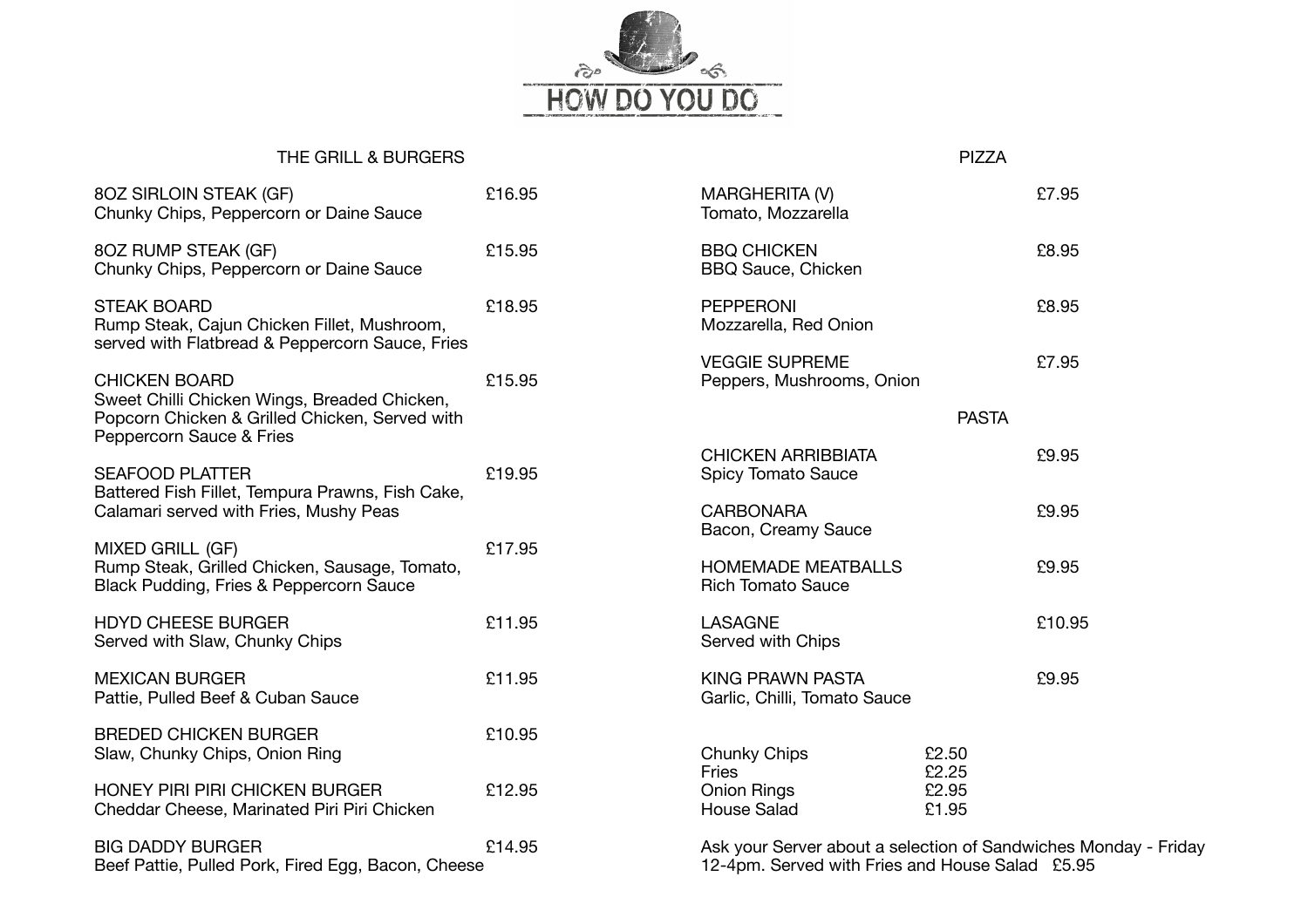# HOW DO YOU DO

## THE GRILL & BURGERS

**8OZ SIRLOIN STEAK (GF)** — £16.95
Chunky Chips, Peppercorn or Daine Sauce

**8OZ RUMP STEAK (GF)** — £15.95
Chunky Chips, Peppercorn or Daine Sauce

**STEAK BOARD** — £18.95
Rump Steak, Cajun Chicken Fillet, Mushroom, served with Flatbread & Peppercorn Sauce, Fries

**CHICKEN BOARD** — £15.95
Sweet Chilli Chicken Wings, Breaded Chicken, Popcorn Chicken & Grilled Chicken, Served with Peppercorn Sauce & Fries

**SEAFOOD PLATTER** — £19.95
Battered Fish Fillet, Tempura Prawns, Fish Cake, Calamari served with Fries, Mushy Peas

**MIXED GRILL (GF)** — £17.95
Rump Steak, Grilled Chicken, Sausage, Tomato, Black Pudding, Fries & Peppercorn Sauce

**HDYD CHEESE BURGER** — £11.95
Served with Slaw, Chunky Chips

**MEXICAN BURGER** — £11.95
Pattie, Pulled Beef & Cuban Sauce

**BREDED CHICKEN BURGER** — £10.95
Slaw, Chunky Chips, Onion Ring

**HONEY PIRI PIRI CHICKEN BURGER** — £12.95
Cheddar Cheese, Marinated Piri Piri Chicken

**BIG DADDY BURGER** — £14.95
Beef Pattie, Pulled Pork, Fired Egg, Bacon, Cheese

## PIZZA

**MARGHERITA (V)** — £7.95
Tomato, Mozzarella

**BBQ CHICKEN** — £8.95
BBQ Sauce, Chicken

**PEPPERONI** — £8.95
Mozzarella, Red Onion

**VEGGIE SUPREME** — £7.95
Peppers, Mushrooms, Onion

## PASTA

**CHICKEN ARRIBBIATA** — £9.95
Spicy Tomato Sauce

**CARBONARA** — £9.95
Bacon, Creamy Sauce

**HOMEMADE MEATBALLS** — £9.95
Rich Tomato Sauce

**LASAGNE** — £10.95
Served with Chips

**KING PRAWN PASTA** — £9.95
Garlic, Chilli, Tomato Sauce

| | |
|---|---|
| Chunky Chips | £2.50 |
| Fries | £2.25 |
| Onion Rings | £2.95 |
| House Salad | £1.95 |

Ask your Server about a selection of Sandwiches Monday - Friday 12-4pm. Served with Fries and House Salad £5.95